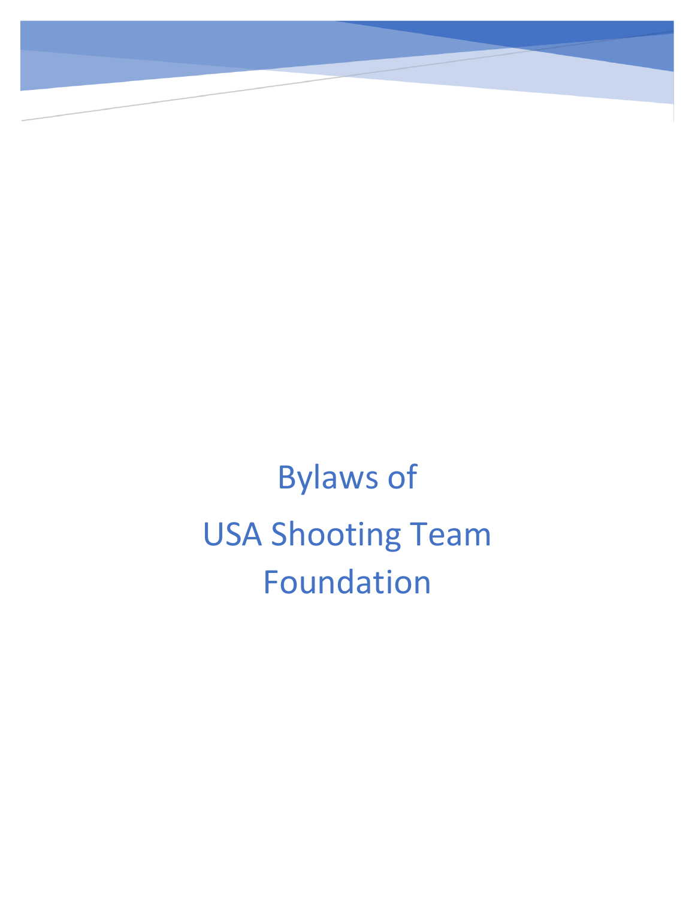# Bylaws of
# USA Shooting Team Foundation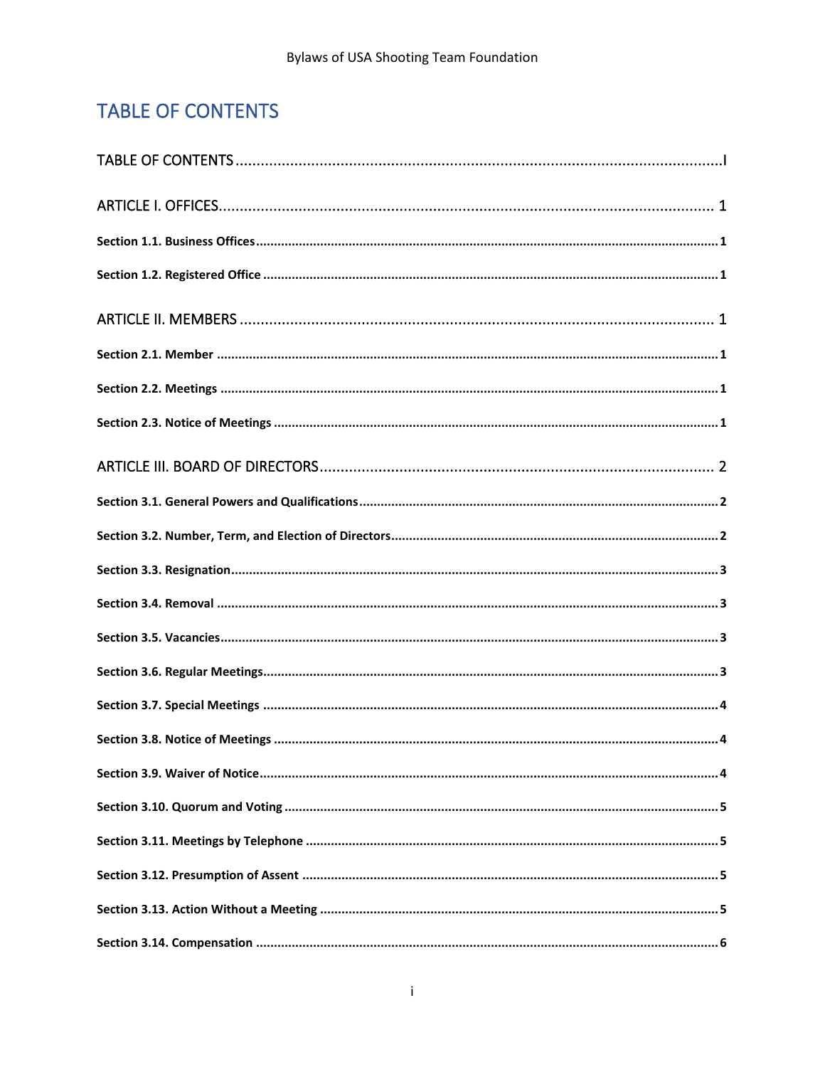# TABLE OF CONTENTS

TABLE OF CONTENTS .......................................................... I

ARTICLE I. OFFICES .......................................................... 1

**Section 1.1. Business Offices** .......................................................... 1

**Section 1.2. Registered Office** .......................................................... 1

ARTICLE II. MEMBERS .......................................................... 1

**Section 2.1. Member** .......................................................... 1

**Section 2.2. Meetings** .......................................................... 1

**Section 2.3. Notice of Meetings** .......................................................... 1

ARTICLE III. BOARD OF DIRECTORS .......................................................... 2

**Section 3.1. General Powers and Qualifications** .......................................................... 2

**Section 3.2. Number, Term, and Election of Directors** .......................................................... 2

**Section 3.3. Resignation** .......................................................... 3

**Section 3.4. Removal** .......................................................... 3

**Section 3.5. Vacancies** .......................................................... 3

**Section 3.6. Regular Meetings** .......................................................... 3

**Section 3.7. Special Meetings** .......................................................... 4

**Section 3.8. Notice of Meetings** .......................................................... 4

**Section 3.9. Waiver of Notice** .......................................................... 4

**Section 3.10. Quorum and Voting** .......................................................... 5

**Section 3.11. Meetings by Telephone** .......................................................... 5

**Section 3.12. Presumption of Assent** .......................................................... 5

**Section 3.13. Action Without a Meeting** .......................................................... 5

**Section 3.14. Compensation** .......................................................... 6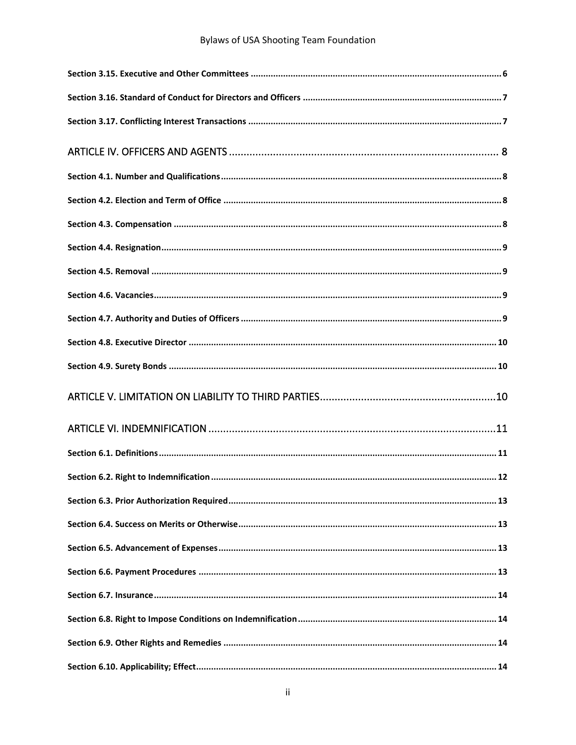**Section 3.15. Executive and Other Committees** .......... 6

**Section 3.16. Standard of Conduct for Directors and Officers** .......... 7

**Section 3.17. Conflicting Interest Transactions** .......... 7

ARTICLE IV. OFFICERS AND AGENTS .......... 8

**Section 4.1. Number and Qualifications** .......... 8

**Section 4.2. Election and Term of Office** .......... 8

**Section 4.3. Compensation** .......... 8

**Section 4.4. Resignation** .......... 9

**Section 4.5. Removal** .......... 9

**Section 4.6. Vacancies** .......... 9

**Section 4.7. Authority and Duties of Officers** .......... 9

**Section 4.8. Executive Director** .......... 10

**Section 4.9. Surety Bonds** .......... 10

ARTICLE V. LIMITATION ON LIABILITY TO THIRD PARTIES .......... 10

ARTICLE VI. INDEMNIFICATION .......... 11

**Section 6.1. Definitions** .......... 11

**Section 6.2. Right to Indemnification** .......... 12

**Section 6.3. Prior Authorization Required** .......... 13

**Section 6.4. Success on Merits or Otherwise** .......... 13

**Section 6.5. Advancement of Expenses** .......... 13

**Section 6.6. Payment Procedures** .......... 13

**Section 6.7. Insurance** .......... 14

**Section 6.8. Right to Impose Conditions on Indemnification** .......... 14

**Section 6.9. Other Rights and Remedies** .......... 14

**Section 6.10. Applicability; Effect** .......... 14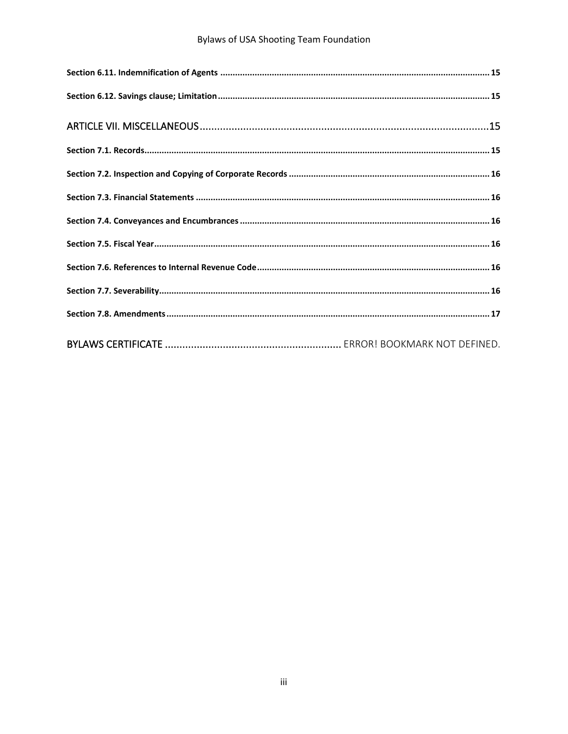**Section 6.11. Indemnification of Agents** ............................................................................................................ 15

**Section 6.12. Savings clause; Limitation** ............................................................................................................ 15

ARTICLE VII. MISCELLANEOUS ........................................................................................................ 15

**Section 7.1. Records** ............................................................................................................ 15

**Section 7.2. Inspection and Copying of Corporate Records** ............................................................................................................ 16

**Section 7.3. Financial Statements** ............................................................................................................ 16

**Section 7.4. Conveyances and Encumbrances** ............................................................................................................ 16

**Section 7.5. Fiscal Year** ............................................................................................................ 16

**Section 7.6. References to Internal Revenue Code** ............................................................................................................ 16

**Section 7.7. Severability** ............................................................................................................ 16

**Section 7.8. Amendments** ............................................................................................................ 17

BYLAWS CERTIFICATE ............................................................ ERROR! BOOKMARK NOT DEFINED.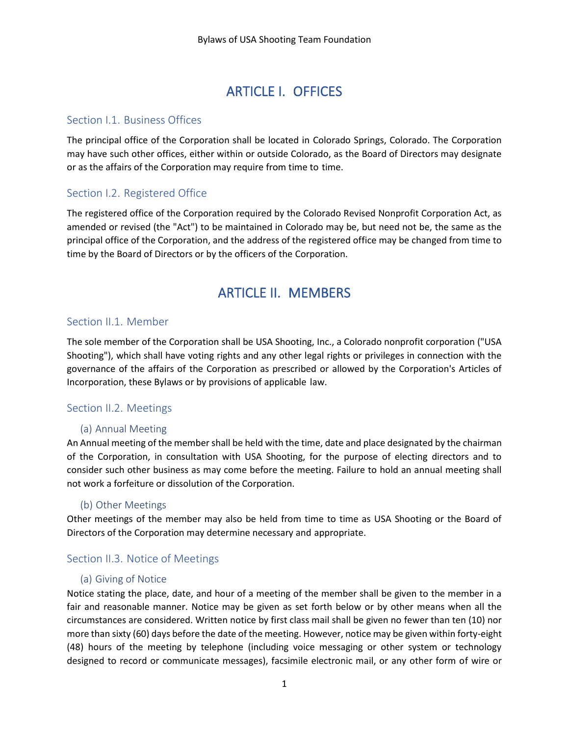# ARTICLE I. OFFICES

## Section I.1. Business Offices

The principal office of the Corporation shall be located in Colorado Springs, Colorado. The Corporation may have such other offices, either within or outside Colorado, as the Board of Directors may designate or as the affairs of the Corporation may require from time to time.

## Section I.2. Registered Office

The registered office of the Corporation required by the Colorado Revised Nonprofit Corporation Act, as amended or revised (the "Act") to be maintained in Colorado may be, but need not be, the same as the principal office of the Corporation, and the address of the registered office may be changed from time to time by the Board of Directors or by the officers of the Corporation.

# ARTICLE II. MEMBERS

## Section II.1. Member

The sole member of the Corporation shall be USA Shooting, Inc., a Colorado nonprofit corporation ("USA Shooting"), which shall have voting rights and any other legal rights or privileges in connection with the governance of the affairs of the Corporation as prescribed or allowed by the Corporation's Articles of Incorporation, these Bylaws or by provisions of applicable law.

## Section II.2. Meetings

### (a) Annual Meeting

An Annual meeting of the member shall be held with the time, date and place designated by the chairman of the Corporation, in consultation with USA Shooting, for the purpose of electing directors and to consider such other business as may come before the meeting. Failure to hold an annual meeting shall not work a forfeiture or dissolution of the Corporation.

### (b) Other Meetings

Other meetings of the member may also be held from time to time as USA Shooting or the Board of Directors of the Corporation may determine necessary and appropriate.

## Section II.3. Notice of Meetings

### (a) Giving of Notice

Notice stating the place, date, and hour of a meeting of the member shall be given to the member in a fair and reasonable manner. Notice may be given as set forth below or by other means when all the circumstances are considered. Written notice by first class mail shall be given no fewer than ten (10) nor more than sixty (60) days before the date of the meeting. However, notice may be given within forty-eight (48) hours of the meeting by telephone (including voice messaging or other system or technology designed to record or communicate messages), facsimile electronic mail, or any other form of wire or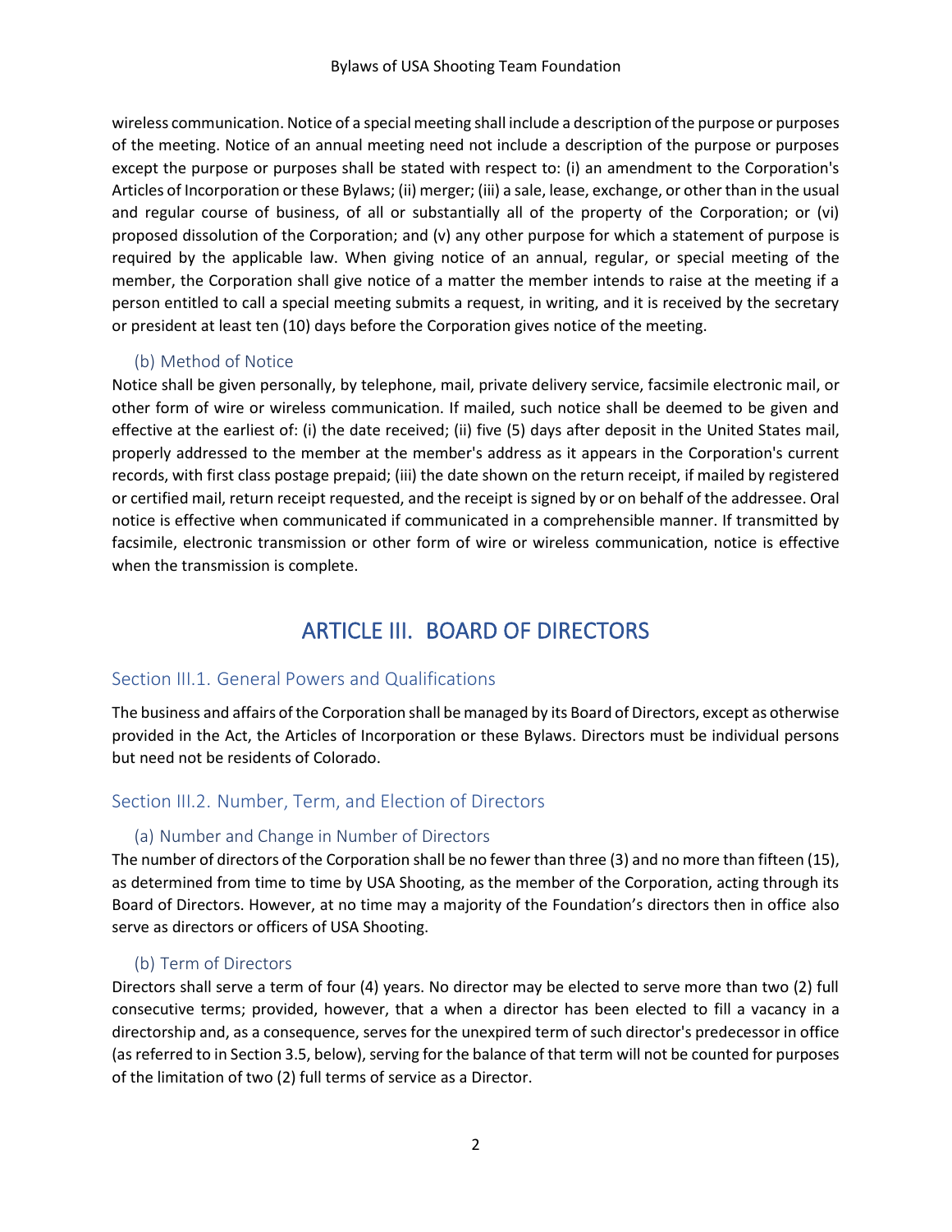wireless communication. Notice of a special meeting shall include a description of the purpose or purposes of the meeting. Notice of an annual meeting need not include a description of the purpose or purposes except the purpose or purposes shall be stated with respect to: (i) an amendment to the Corporation's Articles of Incorporation or these Bylaws; (ii) merger; (iii) a sale, lease, exchange, or other than in the usual and regular course of business, of all or substantially all of the property of the Corporation; or (vi) proposed dissolution of the Corporation; and (v) any other purpose for which a statement of purpose is required by the applicable law. When giving notice of an annual, regular, or special meeting of the member, the Corporation shall give notice of a matter the member intends to raise at the meeting if a person entitled to call a special meeting submits a request, in writing, and it is received by the secretary or president at least ten (10) days before the Corporation gives notice of the meeting.

#### (b) Method of Notice

Notice shall be given personally, by telephone, mail, private delivery service, facsimile electronic mail, or other form of wire or wireless communication. If mailed, such notice shall be deemed to be given and effective at the earliest of: (i) the date received; (ii) five (5) days after deposit in the United States mail, properly addressed to the member at the member's address as it appears in the Corporation's current records, with first class postage prepaid; (iii) the date shown on the return receipt, if mailed by registered or certified mail, return receipt requested, and the receipt is signed by or on behalf of the addressee. Oral notice is effective when communicated if communicated in a comprehensible manner. If transmitted by facsimile, electronic transmission or other form of wire or wireless communication, notice is effective when the transmission is complete.

## ARTICLE III. BOARD OF DIRECTORS

### Section III.1. General Powers and Qualifications

The business and affairs of the Corporation shall be managed by its Board of Directors, except as otherwise provided in the Act, the Articles of Incorporation or these Bylaws. Directors must be individual persons but need not be residents of Colorado.

### Section III.2. Number, Term, and Election of Directors

#### (a) Number and Change in Number of Directors

The number of directors of the Corporation shall be no fewer than three (3) and no more than fifteen (15), as determined from time to time by USA Shooting, as the member of the Corporation, acting through its Board of Directors. However, at no time may a majority of the Foundation's directors then in office also serve as directors or officers of USA Shooting.

#### (b) Term of Directors

Directors shall serve a term of four (4) years. No director may be elected to serve more than two (2) full consecutive terms; provided, however, that a when a director has been elected to fill a vacancy in a directorship and, as a consequence, serves for the unexpired term of such director's predecessor in office (as referred to in Section 3.5, below), serving for the balance of that term will not be counted for purposes of the limitation of two (2) full terms of service as a Director.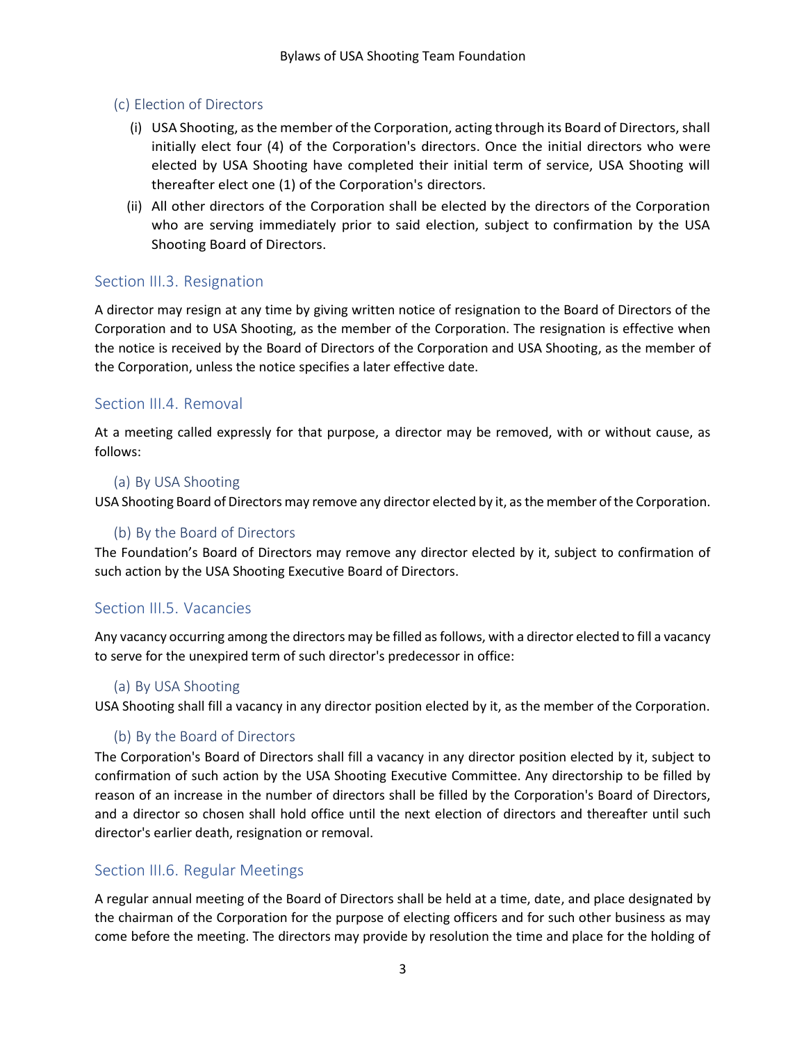#### (c) Election of Directors

(i) USA Shooting, as the member of the Corporation, acting through its Board of Directors, shall initially elect four (4) of the Corporation's directors. Once the initial directors who were elected by USA Shooting have completed their initial term of service, USA Shooting will thereafter elect one (1) of the Corporation's directors.

(ii) All other directors of the Corporation shall be elected by the directors of the Corporation who are serving immediately prior to said election, subject to confirmation by the USA Shooting Board of Directors.

### Section III.3. Resignation

A director may resign at any time by giving written notice of resignation to the Board of Directors of the Corporation and to USA Shooting, as the member of the Corporation. The resignation is effective when the notice is received by the Board of Directors of the Corporation and USA Shooting, as the member of the Corporation, unless the notice specifies a later effective date.

### Section III.4. Removal

At a meeting called expressly for that purpose, a director may be removed, with or without cause, as follows:

#### (a) By USA Shooting

USA Shooting Board of Directors may remove any director elected by it, as the member of the Corporation.

#### (b) By the Board of Directors

The Foundation's Board of Directors may remove any director elected by it, subject to confirmation of such action by the USA Shooting Executive Board of Directors.

### Section III.5. Vacancies

Any vacancy occurring among the directors may be filled as follows, with a director elected to fill a vacancy to serve for the unexpired term of such director's predecessor in office:

#### (a) By USA Shooting

USA Shooting shall fill a vacancy in any director position elected by it, as the member of the Corporation.

#### (b) By the Board of Directors

The Corporation's Board of Directors shall fill a vacancy in any director position elected by it, subject to confirmation of such action by the USA Shooting Executive Committee. Any directorship to be filled by reason of an increase in the number of directors shall be filled by the Corporation's Board of Directors, and a director so chosen shall hold office until the next election of directors and thereafter until such director's earlier death, resignation or removal.

### Section III.6. Regular Meetings

A regular annual meeting of the Board of Directors shall be held at a time, date, and place designated by the chairman of the Corporation for the purpose of electing officers and for such other business as may come before the meeting. The directors may provide by resolution the time and place for the holding of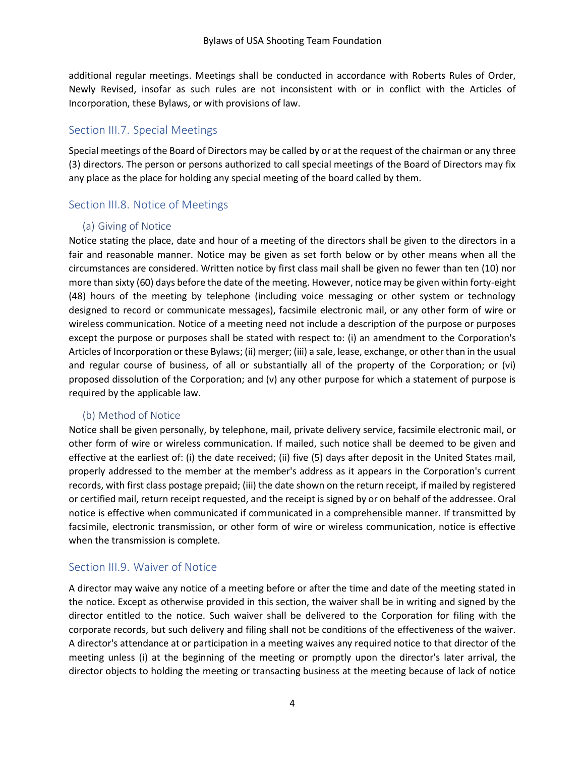additional regular meetings. Meetings shall be conducted in accordance with Roberts Rules of Order, Newly Revised, insofar as such rules are not inconsistent with or in conflict with the Articles of Incorporation, these Bylaws, or with provisions of law.

## Section III.7. Special Meetings

Special meetings of the Board of Directors may be called by or at the request of the chairman or any three (3) directors. The person or persons authorized to call special meetings of the Board of Directors may fix any place as the place for holding any special meeting of the board called by them.

## Section III.8. Notice of Meetings

### (a) Giving of Notice

Notice stating the place, date and hour of a meeting of the directors shall be given to the directors in a fair and reasonable manner. Notice may be given as set forth below or by other means when all the circumstances are considered. Written notice by first class mail shall be given no fewer than ten (10) nor more than sixty (60) days before the date of the meeting. However, notice may be given within forty-eight (48) hours of the meeting by telephone (including voice messaging or other system or technology designed to record or communicate messages), facsimile electronic mail, or any other form of wire or wireless communication. Notice of a meeting need not include a description of the purpose or purposes except the purpose or purposes shall be stated with respect to: (i) an amendment to the Corporation's Articles of Incorporation or these Bylaws; (ii) merger; (iii) a sale, lease, exchange, or other than in the usual and regular course of business, of all or substantially all of the property of the Corporation; or (vi) proposed dissolution of the Corporation; and (v) any other purpose for which a statement of purpose is required by the applicable law.

### (b) Method of Notice

Notice shall be given personally, by telephone, mail, private delivery service, facsimile electronic mail, or other form of wire or wireless communication. If mailed, such notice shall be deemed to be given and effective at the earliest of: (i) the date received; (ii) five (5) days after deposit in the United States mail, properly addressed to the member at the member's address as it appears in the Corporation's current records, with first class postage prepaid; (iii) the date shown on the return receipt, if mailed by registered or certified mail, return receipt requested, and the receipt is signed by or on behalf of the addressee. Oral notice is effective when communicated if communicated in a comprehensible manner. If transmitted by facsimile, electronic transmission, or other form of wire or wireless communication, notice is effective when the transmission is complete.

## Section III.9. Waiver of Notice

A director may waive any notice of a meeting before or after the time and date of the meeting stated in the notice. Except as otherwise provided in this section, the waiver shall be in writing and signed by the director entitled to the notice. Such waiver shall be delivered to the Corporation for filing with the corporate records, but such delivery and filing shall not be conditions of the effectiveness of the waiver. A director's attendance at or participation in a meeting waives any required notice to that director of the meeting unless (i) at the beginning of the meeting or promptly upon the director's later arrival, the director objects to holding the meeting or transacting business at the meeting because of lack of notice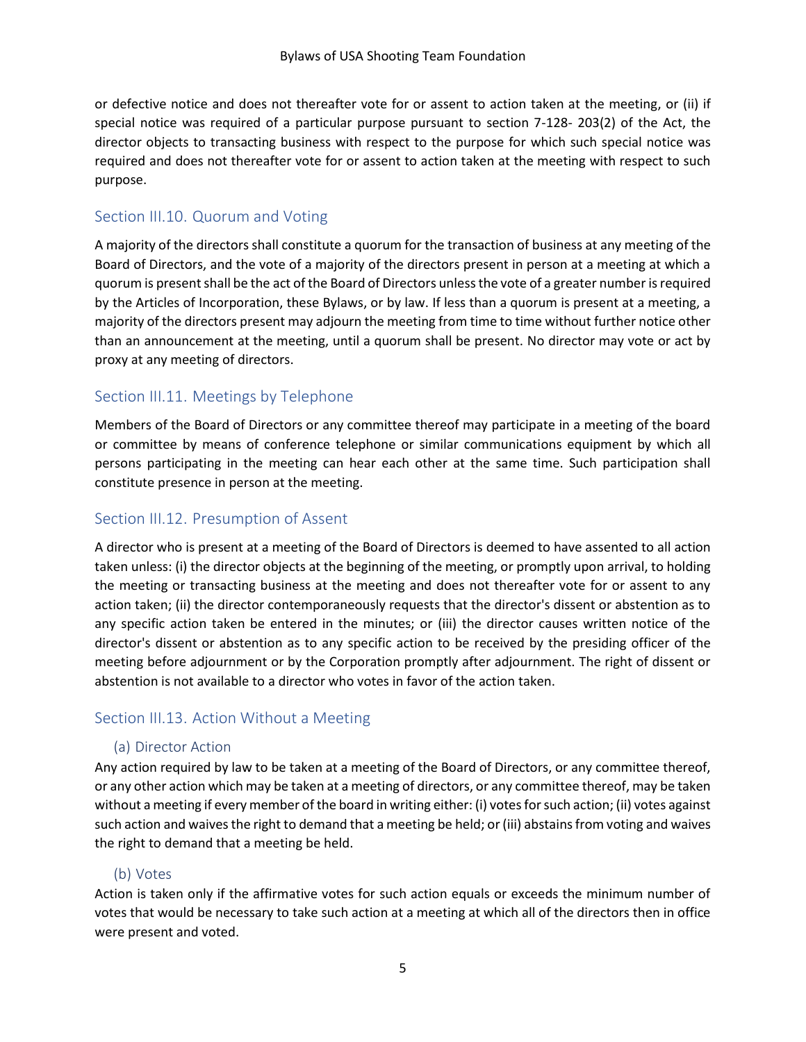or defective notice and does not thereafter vote for or assent to action taken at the meeting, or (ii) if special notice was required of a particular purpose pursuant to section 7-128- 203(2) of the Act, the director objects to transacting business with respect to the purpose for which such special notice was required and does not thereafter vote for or assent to action taken at the meeting with respect to such purpose.

## Section III.10. Quorum and Voting

A majority of the directors shall constitute a quorum for the transaction of business at any meeting of the Board of Directors, and the vote of a majority of the directors present in person at a meeting at which a quorum is present shall be the act of the Board of Directors unless the vote of a greater number is required by the Articles of Incorporation, these Bylaws, or by law. If less than a quorum is present at a meeting, a majority of the directors present may adjourn the meeting from time to time without further notice other than an announcement at the meeting, until a quorum shall be present. No director may vote or act by proxy at any meeting of directors.

## Section III.11. Meetings by Telephone

Members of the Board of Directors or any committee thereof may participate in a meeting of the board or committee by means of conference telephone or similar communications equipment by which all persons participating in the meeting can hear each other at the same time. Such participation shall constitute presence in person at the meeting.

## Section III.12. Presumption of Assent

A director who is present at a meeting of the Board of Directors is deemed to have assented to all action taken unless: (i) the director objects at the beginning of the meeting, or promptly upon arrival, to holding the meeting or transacting business at the meeting and does not thereafter vote for or assent to any action taken; (ii) the director contemporaneously requests that the director's dissent or abstention as to any specific action taken be entered in the minutes; or (iii) the director causes written notice of the director's dissent or abstention as to any specific action to be received by the presiding officer of the meeting before adjournment or by the Corporation promptly after adjournment. The right of dissent or abstention is not available to a director who votes in favor of the action taken.

## Section III.13. Action Without a Meeting

### (a) Director Action

Any action required by law to be taken at a meeting of the Board of Directors, or any committee thereof, or any other action which may be taken at a meeting of directors, or any committee thereof, may be taken without a meeting if every member of the board in writing either: (i) votes for such action; (ii) votes against such action and waives the right to demand that a meeting be held; or (iii) abstains from voting and waives the right to demand that a meeting be held.

### (b) Votes

Action is taken only if the affirmative votes for such action equals or exceeds the minimum number of votes that would be necessary to take such action at a meeting at which all of the directors then in office were present and voted.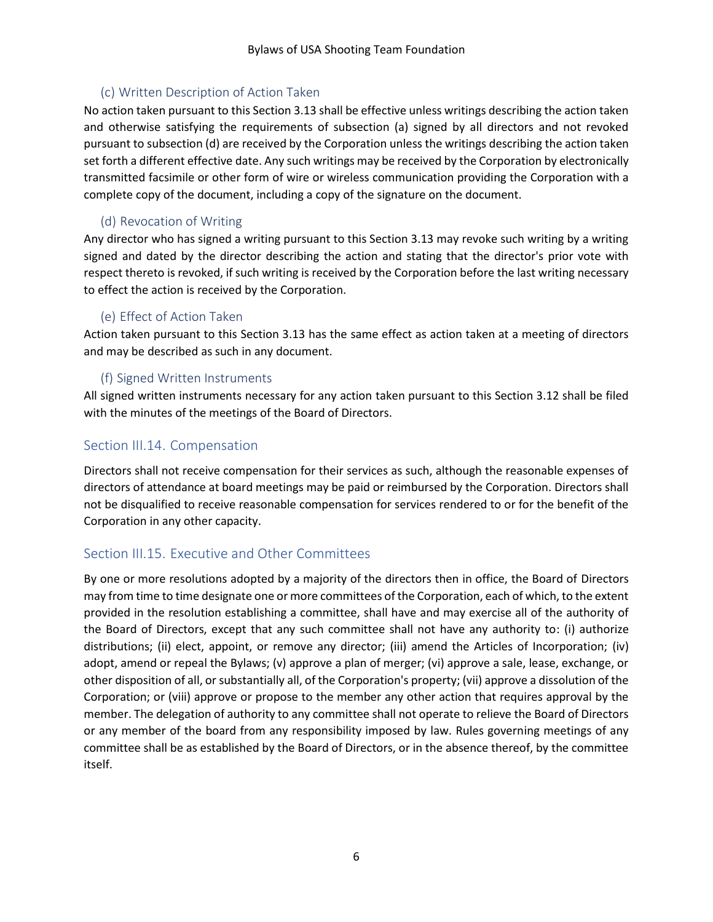### (c) Written Description of Action Taken

No action taken pursuant to this Section 3.13 shall be effective unless writings describing the action taken and otherwise satisfying the requirements of subsection (a) signed by all directors and not revoked pursuant to subsection (d) are received by the Corporation unless the writings describing the action taken set forth a different effective date. Any such writings may be received by the Corporation by electronically transmitted facsimile or other form of wire or wireless communication providing the Corporation with a complete copy of the document, including a copy of the signature on the document.

### (d) Revocation of Writing

Any director who has signed a writing pursuant to this Section 3.13 may revoke such writing by a writing signed and dated by the director describing the action and stating that the director's prior vote with respect thereto is revoked, if such writing is received by the Corporation before the last writing necessary to effect the action is received by the Corporation.

### (e) Effect of Action Taken

Action taken pursuant to this Section 3.13 has the same effect as action taken at a meeting of directors and may be described as such in any document.

### (f) Signed Written Instruments

All signed written instruments necessary for any action taken pursuant to this Section 3.12 shall be filed with the minutes of the meetings of the Board of Directors.

## Section III.14. Compensation

Directors shall not receive compensation for their services as such, although the reasonable expenses of directors of attendance at board meetings may be paid or reimbursed by the Corporation. Directors shall not be disqualified to receive reasonable compensation for services rendered to or for the benefit of the Corporation in any other capacity.

## Section III.15. Executive and Other Committees

By one or more resolutions adopted by a majority of the directors then in office, the Board of Directors may from time to time designate one or more committees of the Corporation, each of which, to the extent provided in the resolution establishing a committee, shall have and may exercise all of the authority of the Board of Directors, except that any such committee shall not have any authority to: (i) authorize distributions; (ii) elect, appoint, or remove any director; (iii) amend the Articles of Incorporation; (iv) adopt, amend or repeal the Bylaws; (v) approve a plan of merger; (vi) approve a sale, lease, exchange, or other disposition of all, or substantially all, of the Corporation's property; (vii) approve a dissolution of the Corporation; or (viii) approve or propose to the member any other action that requires approval by the member. The delegation of authority to any committee shall not operate to relieve the Board of Directors or any member of the board from any responsibility imposed by law. Rules governing meetings of any committee shall be as established by the Board of Directors, or in the absence thereof, by the committee itself.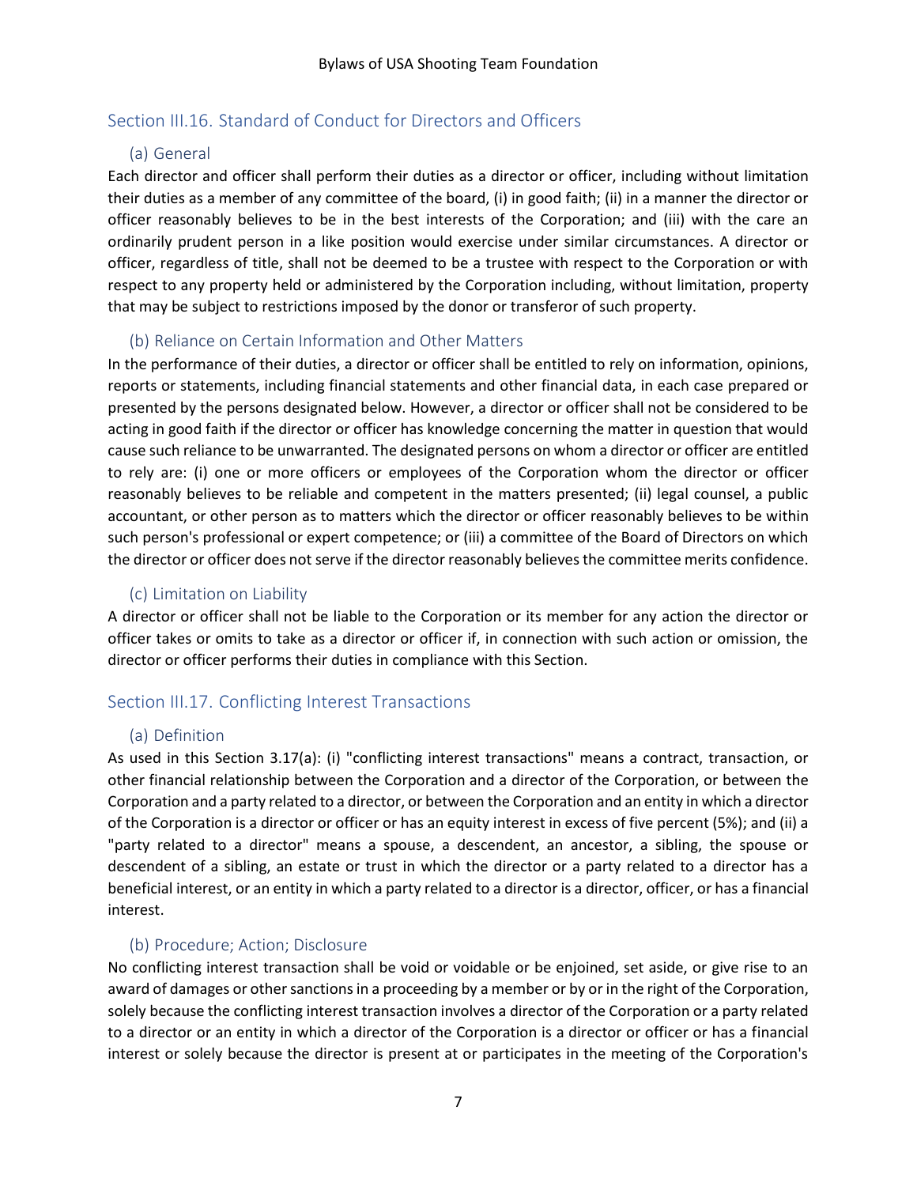## Section III.16. Standard of Conduct for Directors and Officers

### (a) General

Each director and officer shall perform their duties as a director or officer, including without limitation their duties as a member of any committee of the board, (i) in good faith; (ii) in a manner the director or officer reasonably believes to be in the best interests of the Corporation; and (iii) with the care an ordinarily prudent person in a like position would exercise under similar circumstances. A director or officer, regardless of title, shall not be deemed to be a trustee with respect to the Corporation or with respect to any property held or administered by the Corporation including, without limitation, property that may be subject to restrictions imposed by the donor or transferor of such property.

### (b) Reliance on Certain Information and Other Matters

In the performance of their duties, a director or officer shall be entitled to rely on information, opinions, reports or statements, including financial statements and other financial data, in each case prepared or presented by the persons designated below. However, a director or officer shall not be considered to be acting in good faith if the director or officer has knowledge concerning the matter in question that would cause such reliance to be unwarranted. The designated persons on whom a director or officer are entitled to rely are: (i) one or more officers or employees of the Corporation whom the director or officer reasonably believes to be reliable and competent in the matters presented; (ii) legal counsel, a public accountant, or other person as to matters which the director or officer reasonably believes to be within such person's professional or expert competence; or (iii) a committee of the Board of Directors on which the director or officer does not serve if the director reasonably believes the committee merits confidence.

### (c) Limitation on Liability

A director or officer shall not be liable to the Corporation or its member for any action the director or officer takes or omits to take as a director or officer if, in connection with such action or omission, the director or officer performs their duties in compliance with this Section.

## Section III.17. Conflicting Interest Transactions

### (a) Definition

As used in this Section 3.17(a): (i) "conflicting interest transactions" means a contract, transaction, or other financial relationship between the Corporation and a director of the Corporation, or between the Corporation and a party related to a director, or between the Corporation and an entity in which a director of the Corporation is a director or officer or has an equity interest in excess of five percent (5%); and (ii) a "party related to a director" means a spouse, a descendent, an ancestor, a sibling, the spouse or descendent of a sibling, an estate or trust in which the director or a party related to a director has a beneficial interest, or an entity in which a party related to a director is a director, officer, or has a financial interest.

### (b) Procedure; Action; Disclosure

No conflicting interest transaction shall be void or voidable or be enjoined, set aside, or give rise to an award of damages or other sanctions in a proceeding by a member or by or in the right of the Corporation, solely because the conflicting interest transaction involves a director of the Corporation or a party related to a director or an entity in which a director of the Corporation is a director or officer or has a financial interest or solely because the director is present at or participates in the meeting of the Corporation's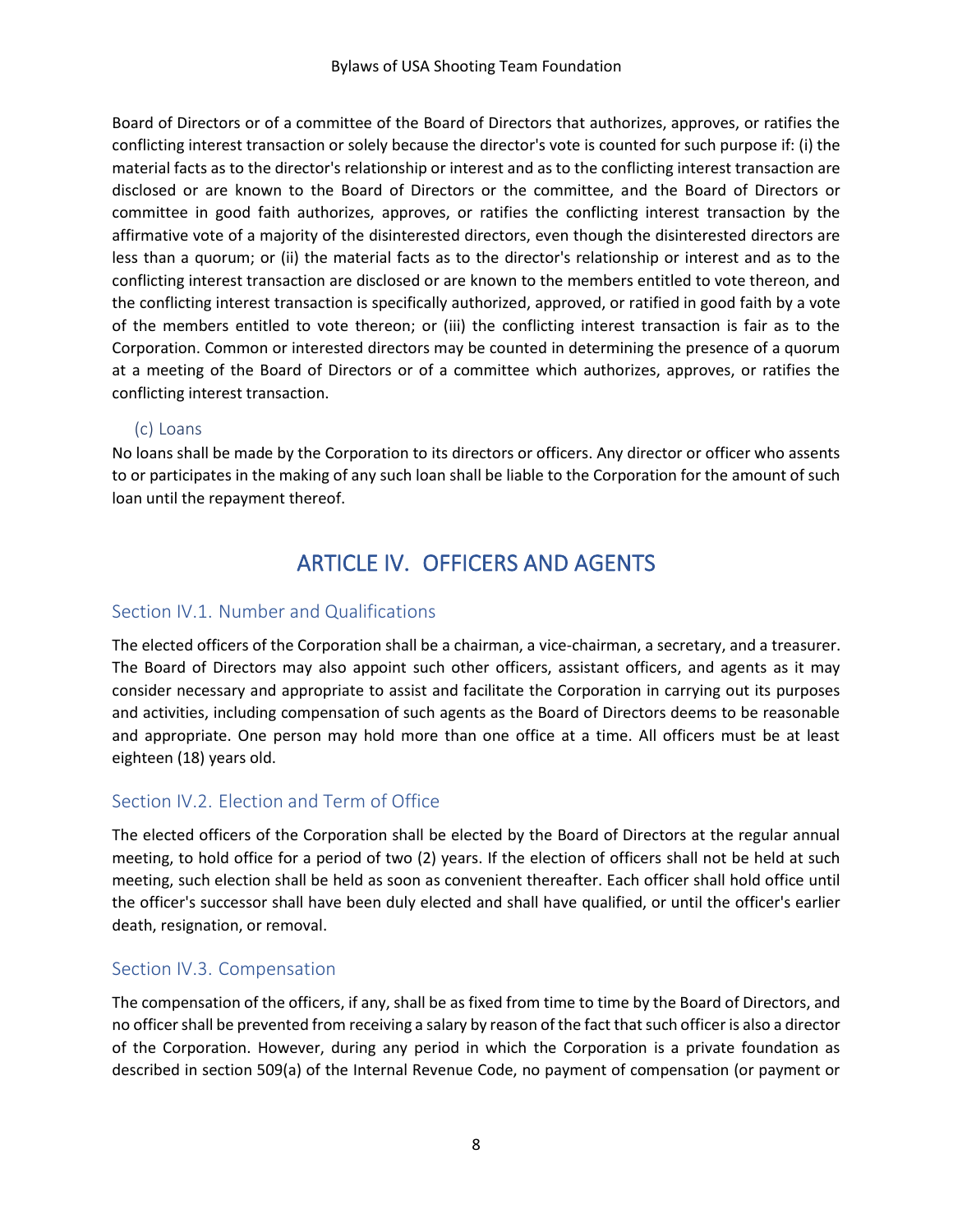Board of Directors or of a committee of the Board of Directors that authorizes, approves, or ratifies the conflicting interest transaction or solely because the director's vote is counted for such purpose if: (i) the material facts as to the director's relationship or interest and as to the conflicting interest transaction are disclosed or are known to the Board of Directors or the committee, and the Board of Directors or committee in good faith authorizes, approves, or ratifies the conflicting interest transaction by the affirmative vote of a majority of the disinterested directors, even though the disinterested directors are less than a quorum; or (ii) the material facts as to the director's relationship or interest and as to the conflicting interest transaction are disclosed or are known to the members entitled to vote thereon, and the conflicting interest transaction is specifically authorized, approved, or ratified in good faith by a vote of the members entitled to vote thereon; or (iii) the conflicting interest transaction is fair as to the Corporation. Common or interested directors may be counted in determining the presence of a quorum at a meeting of the Board of Directors or of a committee which authorizes, approves, or ratifies the conflicting interest transaction.

#### (c) Loans

No loans shall be made by the Corporation to its directors or officers. Any director or officer who assents to or participates in the making of any such loan shall be liable to the Corporation for the amount of such loan until the repayment thereof.

## ARTICLE IV. OFFICERS AND AGENTS

### Section IV.1. Number and Qualifications

The elected officers of the Corporation shall be a chairman, a vice-chairman, a secretary, and a treasurer. The Board of Directors may also appoint such other officers, assistant officers, and agents as it may consider necessary and appropriate to assist and facilitate the Corporation in carrying out its purposes and activities, including compensation of such agents as the Board of Directors deems to be reasonable and appropriate. One person may hold more than one office at a time. All officers must be at least eighteen (18) years old.

### Section IV.2. Election and Term of Office

The elected officers of the Corporation shall be elected by the Board of Directors at the regular annual meeting, to hold office for a period of two (2) years. If the election of officers shall not be held at such meeting, such election shall be held as soon as convenient thereafter. Each officer shall hold office until the officer's successor shall have been duly elected and shall have qualified, or until the officer's earlier death, resignation, or removal.

### Section IV.3. Compensation

The compensation of the officers, if any, shall be as fixed from time to time by the Board of Directors, and no officer shall be prevented from receiving a salary by reason of the fact that such officer is also a director of the Corporation. However, during any period in which the Corporation is a private foundation as described in section 509(a) of the Internal Revenue Code, no payment of compensation (or payment or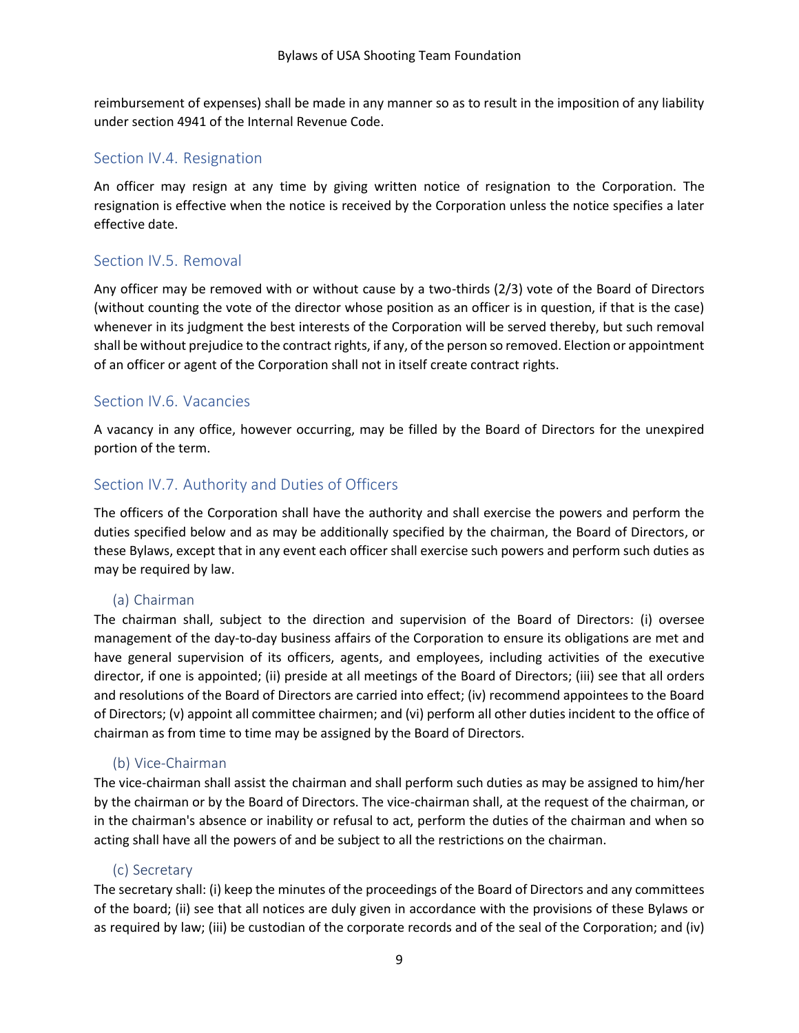reimbursement of expenses) shall be made in any manner so as to result in the imposition of any liability under section 4941 of the Internal Revenue Code.

## Section IV.4. Resignation

An officer may resign at any time by giving written notice of resignation to the Corporation. The resignation is effective when the notice is received by the Corporation unless the notice specifies a later effective date.

## Section IV.5. Removal

Any officer may be removed with or without cause by a two-thirds (2/3) vote of the Board of Directors (without counting the vote of the director whose position as an officer is in question, if that is the case) whenever in its judgment the best interests of the Corporation will be served thereby, but such removal shall be without prejudice to the contract rights, if any, of the person so removed. Election or appointment of an officer or agent of the Corporation shall not in itself create contract rights.

## Section IV.6. Vacancies

A vacancy in any office, however occurring, may be filled by the Board of Directors for the unexpired portion of the term.

## Section IV.7. Authority and Duties of Officers

The officers of the Corporation shall have the authority and shall exercise the powers and perform the duties specified below and as may be additionally specified by the chairman, the Board of Directors, or these Bylaws, except that in any event each officer shall exercise such powers and perform such duties as may be required by law.

### (a) Chairman

The chairman shall, subject to the direction and supervision of the Board of Directors: (i) oversee management of the day-to-day business affairs of the Corporation to ensure its obligations are met and have general supervision of its officers, agents, and employees, including activities of the executive director, if one is appointed; (ii) preside at all meetings of the Board of Directors; (iii) see that all orders and resolutions of the Board of Directors are carried into effect; (iv) recommend appointees to the Board of Directors; (v) appoint all committee chairmen; and (vi) perform all other duties incident to the office of chairman as from time to time may be assigned by the Board of Directors.

### (b) Vice-Chairman

The vice-chairman shall assist the chairman and shall perform such duties as may be assigned to him/her by the chairman or by the Board of Directors. The vice-chairman shall, at the request of the chairman, or in the chairman's absence or inability or refusal to act, perform the duties of the chairman and when so acting shall have all the powers of and be subject to all the restrictions on the chairman.

### (c) Secretary

The secretary shall: (i) keep the minutes of the proceedings of the Board of Directors and any committees of the board; (ii) see that all notices are duly given in accordance with the provisions of these Bylaws or as required by law; (iii) be custodian of the corporate records and of the seal of the Corporation; and (iv)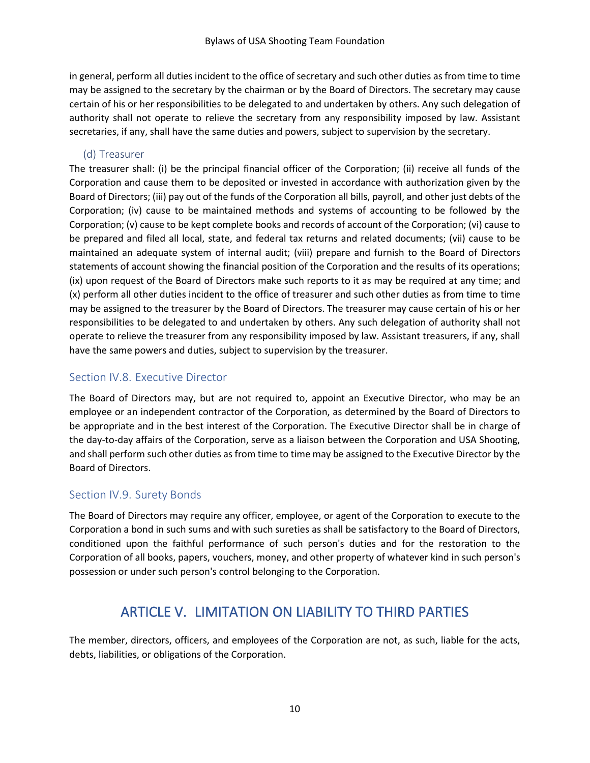in general, perform all duties incident to the office of secretary and such other duties as from time to time may be assigned to the secretary by the chairman or by the Board of Directors. The secretary may cause certain of his or her responsibilities to be delegated to and undertaken by others. Any such delegation of authority shall not operate to relieve the secretary from any responsibility imposed by law. Assistant secretaries, if any, shall have the same duties and powers, subject to supervision by the secretary.

#### (d) Treasurer

The treasurer shall: (i) be the principal financial officer of the Corporation; (ii) receive all funds of the Corporation and cause them to be deposited or invested in accordance with authorization given by the Board of Directors; (iii) pay out of the funds of the Corporation all bills, payroll, and other just debts of the Corporation; (iv) cause to be maintained methods and systems of accounting to be followed by the Corporation; (v) cause to be kept complete books and records of account of the Corporation; (vi) cause to be prepared and filed all local, state, and federal tax returns and related documents; (vii) cause to be maintained an adequate system of internal audit; (viii) prepare and furnish to the Board of Directors statements of account showing the financial position of the Corporation and the results of its operations; (ix) upon request of the Board of Directors make such reports to it as may be required at any time; and (x) perform all other duties incident to the office of treasurer and such other duties as from time to time may be assigned to the treasurer by the Board of Directors. The treasurer may cause certain of his or her responsibilities to be delegated to and undertaken by others. Any such delegation of authority shall not operate to relieve the treasurer from any responsibility imposed by law. Assistant treasurers, if any, shall have the same powers and duties, subject to supervision by the treasurer.

### Section IV.8. Executive Director

The Board of Directors may, but are not required to, appoint an Executive Director, who may be an employee or an independent contractor of the Corporation, as determined by the Board of Directors to be appropriate and in the best interest of the Corporation. The Executive Director shall be in charge of the day-to-day affairs of the Corporation, serve as a liaison between the Corporation and USA Shooting, and shall perform such other duties as from time to time may be assigned to the Executive Director by the Board of Directors.

### Section IV.9. Surety Bonds

The Board of Directors may require any officer, employee, or agent of the Corporation to execute to the Corporation a bond in such sums and with such sureties as shall be satisfactory to the Board of Directors, conditioned upon the faithful performance of such person's duties and for the restoration to the Corporation of all books, papers, vouchers, money, and other property of whatever kind in such person's possession or under such person's control belonging to the Corporation.

## ARTICLE V. LIMITATION ON LIABILITY TO THIRD PARTIES

The member, directors, officers, and employees of the Corporation are not, as such, liable for the acts, debts, liabilities, or obligations of the Corporation.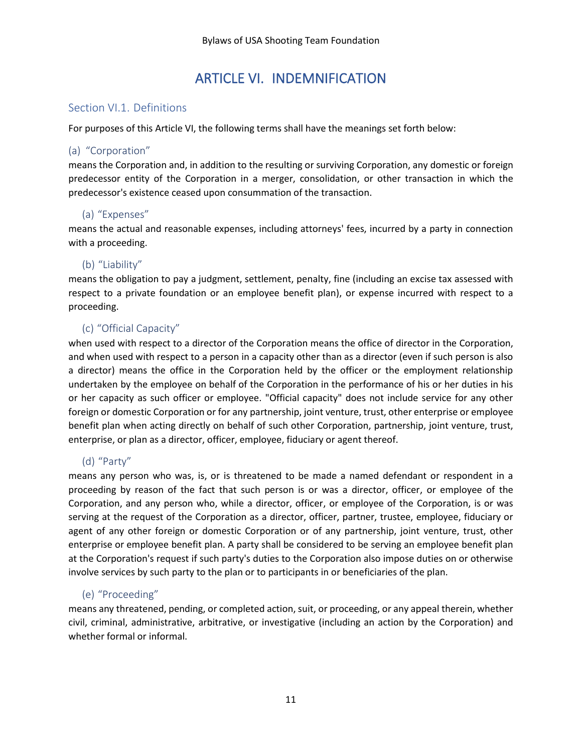# ARTICLE VI. INDEMNIFICATION

## Section VI.1. Definitions

For purposes of this Article VI, the following terms shall have the meanings set forth below:

### (a) "Corporation"

means the Corporation and, in addition to the resulting or surviving Corporation, any domestic or foreign predecessor entity of the Corporation in a merger, consolidation, or other transaction in which the predecessor's existence ceased upon consummation of the transaction.

### (a) "Expenses"

means the actual and reasonable expenses, including attorneys' fees, incurred by a party in connection with a proceeding.

### (b) "Liability"

means the obligation to pay a judgment, settlement, penalty, fine (including an excise tax assessed with respect to a private foundation or an employee benefit plan), or expense incurred with respect to a proceeding.

### (c) "Official Capacity"

when used with respect to a director of the Corporation means the office of director in the Corporation, and when used with respect to a person in a capacity other than as a director (even if such person is also a director) means the office in the Corporation held by the officer or the employment relationship undertaken by the employee on behalf of the Corporation in the performance of his or her duties in his or her capacity as such officer or employee. "Official capacity" does not include service for any other foreign or domestic Corporation or for any partnership, joint venture, trust, other enterprise or employee benefit plan when acting directly on behalf of such other Corporation, partnership, joint venture, trust, enterprise, or plan as a director, officer, employee, fiduciary or agent thereof.

### (d) "Party"

means any person who was, is, or is threatened to be made a named defendant or respondent in a proceeding by reason of the fact that such person is or was a director, officer, or employee of the Corporation, and any person who, while a director, officer, or employee of the Corporation, is or was serving at the request of the Corporation as a director, officer, partner, trustee, employee, fiduciary or agent of any other foreign or domestic Corporation or of any partnership, joint venture, trust, other enterprise or employee benefit plan. A party shall be considered to be serving an employee benefit plan at the Corporation's request if such party's duties to the Corporation also impose duties on or otherwise involve services by such party to the plan or to participants in or beneficiaries of the plan.

### (e) "Proceeding"

means any threatened, pending, or completed action, suit, or proceeding, or any appeal therein, whether civil, criminal, administrative, arbitrative, or investigative (including an action by the Corporation) and whether formal or informal.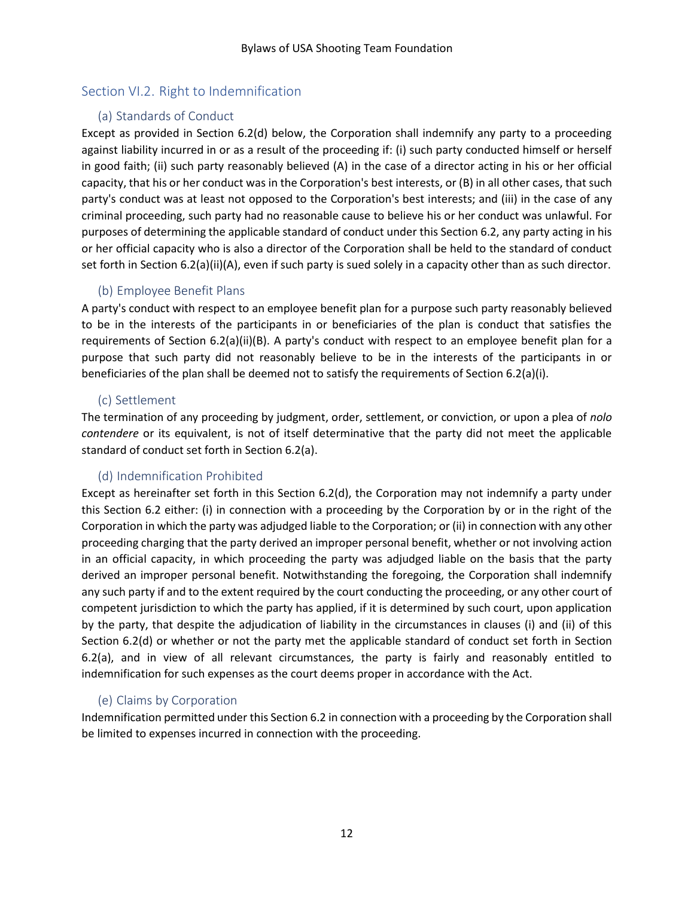## Section VI.2. Right to Indemnification

### (a) Standards of Conduct

Except as provided in Section 6.2(d) below, the Corporation shall indemnify any party to a proceeding against liability incurred in or as a result of the proceeding if: (i) such party conducted himself or herself in good faith; (ii) such party reasonably believed (A) in the case of a director acting in his or her official capacity, that his or her conduct was in the Corporation's best interests, or (B) in all other cases, that such party's conduct was at least not opposed to the Corporation's best interests; and (iii) in the case of any criminal proceeding, such party had no reasonable cause to believe his or her conduct was unlawful. For purposes of determining the applicable standard of conduct under this Section 6.2, any party acting in his or her official capacity who is also a director of the Corporation shall be held to the standard of conduct set forth in Section 6.2(a)(ii)(A), even if such party is sued solely in a capacity other than as such director.

### (b) Employee Benefit Plans

A party's conduct with respect to an employee benefit plan for a purpose such party reasonably believed to be in the interests of the participants in or beneficiaries of the plan is conduct that satisfies the requirements of Section 6.2(a)(ii)(B). A party's conduct with respect to an employee benefit plan for a purpose that such party did not reasonably believe to be in the interests of the participants in or beneficiaries of the plan shall be deemed not to satisfy the requirements of Section 6.2(a)(i).

### (c) Settlement

The termination of any proceeding by judgment, order, settlement, or conviction, or upon a plea of *nolo contendere* or its equivalent, is not of itself determinative that the party did not meet the applicable standard of conduct set forth in Section 6.2(a).

### (d) Indemnification Prohibited

Except as hereinafter set forth in this Section 6.2(d), the Corporation may not indemnify a party under this Section 6.2 either: (i) in connection with a proceeding by the Corporation by or in the right of the Corporation in which the party was adjudged liable to the Corporation; or (ii) in connection with any other proceeding charging that the party derived an improper personal benefit, whether or not involving action in an official capacity, in which proceeding the party was adjudged liable on the basis that the party derived an improper personal benefit. Notwithstanding the foregoing, the Corporation shall indemnify any such party if and to the extent required by the court conducting the proceeding, or any other court of competent jurisdiction to which the party has applied, if it is determined by such court, upon application by the party, that despite the adjudication of liability in the circumstances in clauses (i) and (ii) of this Section 6.2(d) or whether or not the party met the applicable standard of conduct set forth in Section 6.2(a), and in view of all relevant circumstances, the party is fairly and reasonably entitled to indemnification for such expenses as the court deems proper in accordance with the Act.

### (e) Claims by Corporation

Indemnification permitted under this Section 6.2 in connection with a proceeding by the Corporation shall be limited to expenses incurred in connection with the proceeding.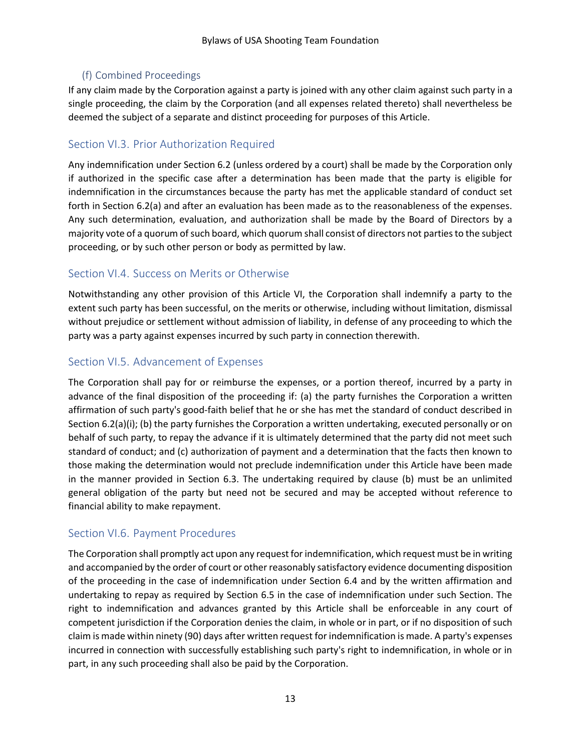### (f) Combined Proceedings

If any claim made by the Corporation against a party is joined with any other claim against such party in a single proceeding, the claim by the Corporation (and all expenses related thereto) shall nevertheless be deemed the subject of a separate and distinct proceeding for purposes of this Article.

## Section VI.3. Prior Authorization Required

Any indemnification under Section 6.2 (unless ordered by a court) shall be made by the Corporation only if authorized in the specific case after a determination has been made that the party is eligible for indemnification in the circumstances because the party has met the applicable standard of conduct set forth in Section 6.2(a) and after an evaluation has been made as to the reasonableness of the expenses. Any such determination, evaluation, and authorization shall be made by the Board of Directors by a majority vote of a quorum of such board, which quorum shall consist of directors not parties to the subject proceeding, or by such other person or body as permitted by law.

## Section VI.4. Success on Merits or Otherwise

Notwithstanding any other provision of this Article VI, the Corporation shall indemnify a party to the extent such party has been successful, on the merits or otherwise, including without limitation, dismissal without prejudice or settlement without admission of liability, in defense of any proceeding to which the party was a party against expenses incurred by such party in connection therewith.

## Section VI.5. Advancement of Expenses

The Corporation shall pay for or reimburse the expenses, or a portion thereof, incurred by a party in advance of the final disposition of the proceeding if: (a) the party furnishes the Corporation a written affirmation of such party's good-faith belief that he or she has met the standard of conduct described in Section 6.2(a)(i); (b) the party furnishes the Corporation a written undertaking, executed personally or on behalf of such party, to repay the advance if it is ultimately determined that the party did not meet such standard of conduct; and (c) authorization of payment and a determination that the facts then known to those making the determination would not preclude indemnification under this Article have been made in the manner provided in Section 6.3. The undertaking required by clause (b) must be an unlimited general obligation of the party but need not be secured and may be accepted without reference to financial ability to make repayment.

## Section VI.6. Payment Procedures

The Corporation shall promptly act upon any request for indemnification, which request must be in writing and accompanied by the order of court or other reasonably satisfactory evidence documenting disposition of the proceeding in the case of indemnification under Section 6.4 and by the written affirmation and undertaking to repay as required by Section 6.5 in the case of indemnification under such Section. The right to indemnification and advances granted by this Article shall be enforceable in any court of competent jurisdiction if the Corporation denies the claim, in whole or in part, or if no disposition of such claim is made within ninety (90) days after written request for indemnification is made. A party's expenses incurred in connection with successfully establishing such party's right to indemnification, in whole or in part, in any such proceeding shall also be paid by the Corporation.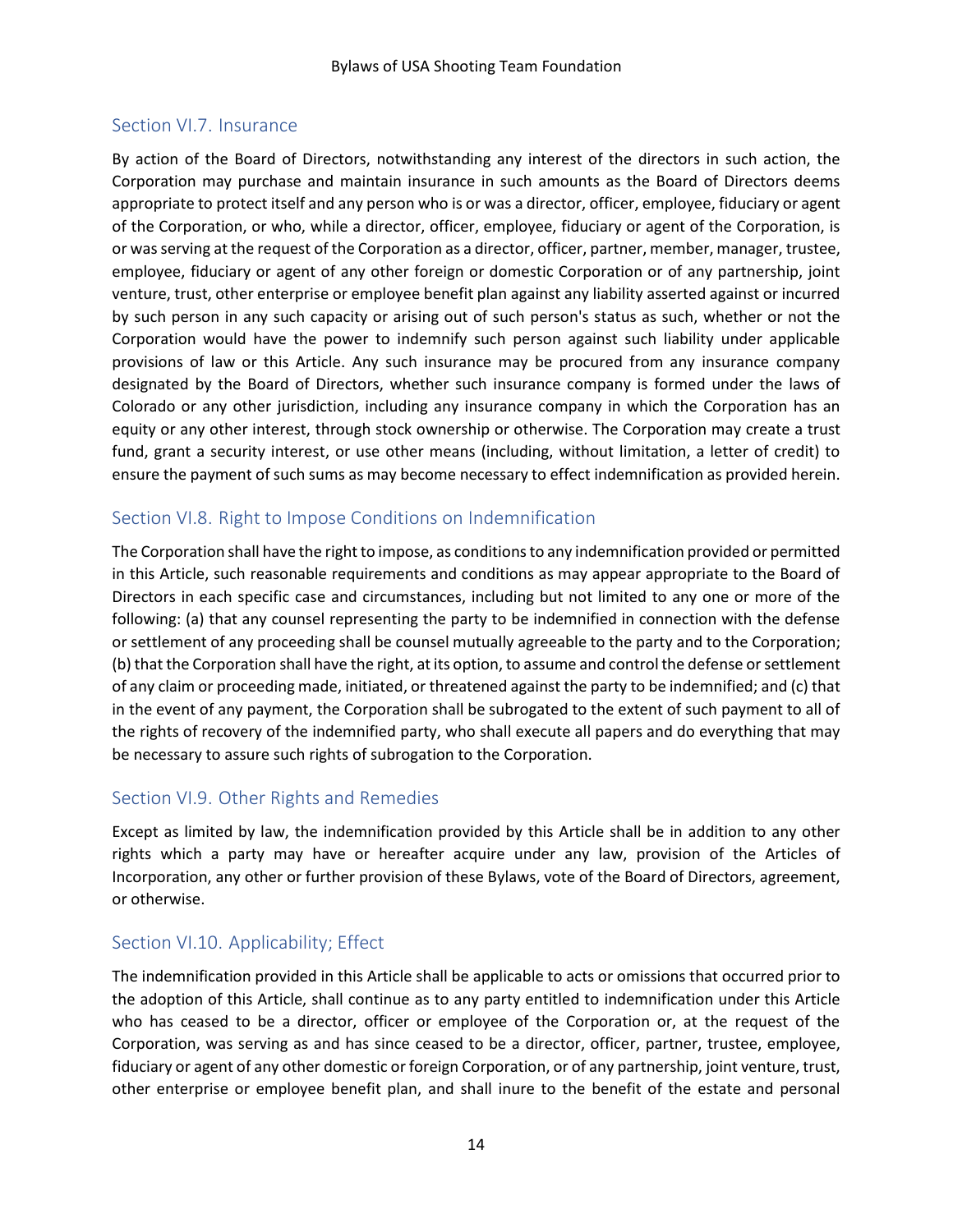### Section VI.7. Insurance

By action of the Board of Directors, notwithstanding any interest of the directors in such action, the Corporation may purchase and maintain insurance in such amounts as the Board of Directors deems appropriate to protect itself and any person who is or was a director, officer, employee, fiduciary or agent of the Corporation, or who, while a director, officer, employee, fiduciary or agent of the Corporation, is or was serving at the request of the Corporation as a director, officer, partner, member, manager, trustee, employee, fiduciary or agent of any other foreign or domestic Corporation or of any partnership, joint venture, trust, other enterprise or employee benefit plan against any liability asserted against or incurred by such person in any such capacity or arising out of such person's status as such, whether or not the Corporation would have the power to indemnify such person against such liability under applicable provisions of law or this Article. Any such insurance may be procured from any insurance company designated by the Board of Directors, whether such insurance company is formed under the laws of Colorado or any other jurisdiction, including any insurance company in which the Corporation has an equity or any other interest, through stock ownership or otherwise. The Corporation may create a trust fund, grant a security interest, or use other means (including, without limitation, a letter of credit) to ensure the payment of such sums as may become necessary to effect indemnification as provided herein.

### Section VI.8. Right to Impose Conditions on Indemnification

The Corporation shall have the right to impose, as conditions to any indemnification provided or permitted in this Article, such reasonable requirements and conditions as may appear appropriate to the Board of Directors in each specific case and circumstances, including but not limited to any one or more of the following: (a) that any counsel representing the party to be indemnified in connection with the defense or settlement of any proceeding shall be counsel mutually agreeable to the party and to the Corporation; (b) that the Corporation shall have the right, at its option, to assume and control the defense or settlement of any claim or proceeding made, initiated, or threatened against the party to be indemnified; and (c) that in the event of any payment, the Corporation shall be subrogated to the extent of such payment to all of the rights of recovery of the indemnified party, who shall execute all papers and do everything that may be necessary to assure such rights of subrogation to the Corporation.

### Section VI.9. Other Rights and Remedies

Except as limited by law, the indemnification provided by this Article shall be in addition to any other rights which a party may have or hereafter acquire under any law, provision of the Articles of Incorporation, any other or further provision of these Bylaws, vote of the Board of Directors, agreement, or otherwise.

### Section VI.10. Applicability; Effect

The indemnification provided in this Article shall be applicable to acts or omissions that occurred prior to the adoption of this Article, shall continue as to any party entitled to indemnification under this Article who has ceased to be a director, officer or employee of the Corporation or, at the request of the Corporation, was serving as and has since ceased to be a director, officer, partner, trustee, employee, fiduciary or agent of any other domestic or foreign Corporation, or of any partnership, joint venture, trust, other enterprise or employee benefit plan, and shall inure to the benefit of the estate and personal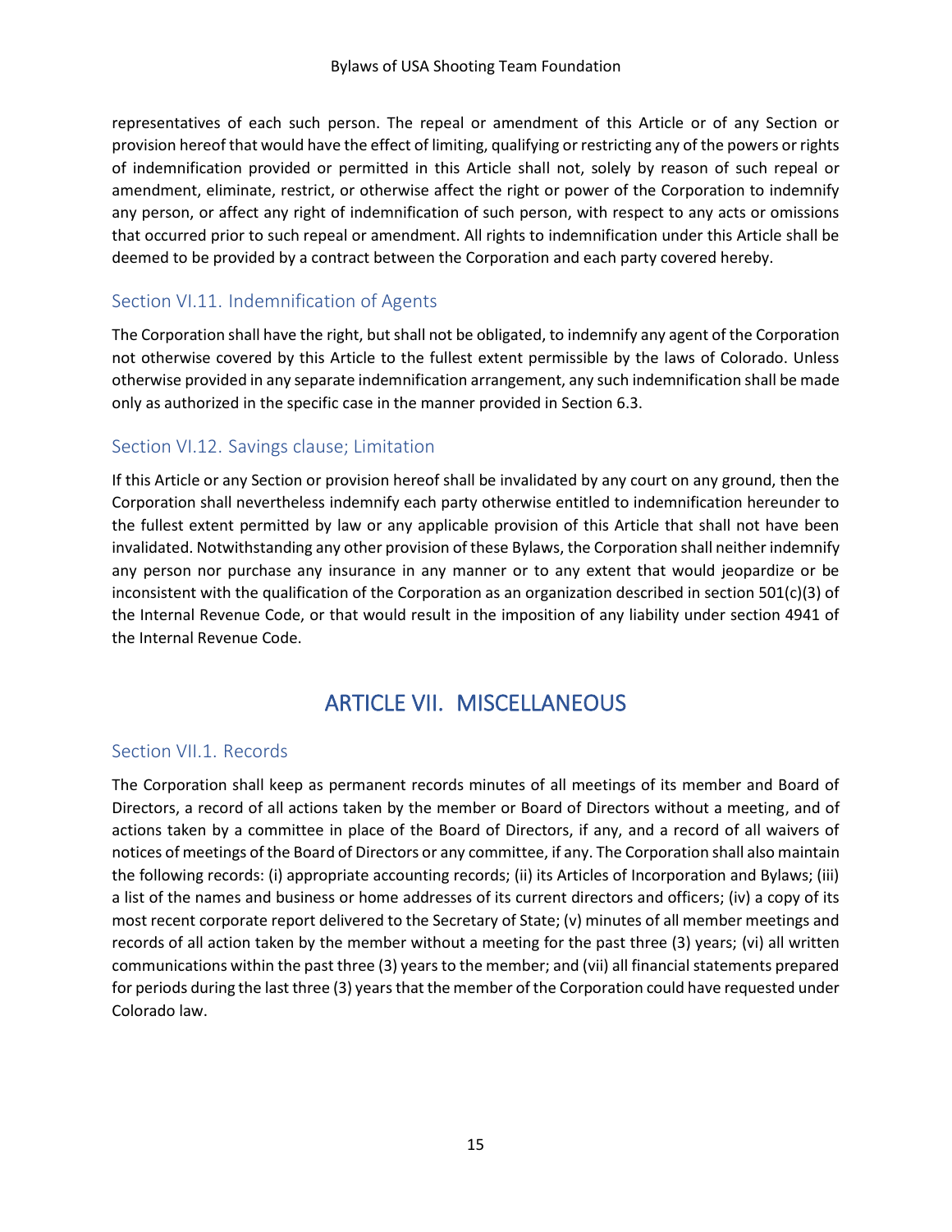representatives of each such person. The repeal or amendment of this Article or of any Section or provision hereof that would have the effect of limiting, qualifying or restricting any of the powers or rights of indemnification provided or permitted in this Article shall not, solely by reason of such repeal or amendment, eliminate, restrict, or otherwise affect the right or power of the Corporation to indemnify any person, or affect any right of indemnification of such person, with respect to any acts or omissions that occurred prior to such repeal or amendment. All rights to indemnification under this Article shall be deemed to be provided by a contract between the Corporation and each party covered hereby.

### Section VI.11. Indemnification of Agents

The Corporation shall have the right, but shall not be obligated, to indemnify any agent of the Corporation not otherwise covered by this Article to the fullest extent permissible by the laws of Colorado. Unless otherwise provided in any separate indemnification arrangement, any such indemnification shall be made only as authorized in the specific case in the manner provided in Section 6.3.

### Section VI.12. Savings clause; Limitation

If this Article or any Section or provision hereof shall be invalidated by any court on any ground, then the Corporation shall nevertheless indemnify each party otherwise entitled to indemnification hereunder to the fullest extent permitted by law or any applicable provision of this Article that shall not have been invalidated. Notwithstanding any other provision of these Bylaws, the Corporation shall neither indemnify any person nor purchase any insurance in any manner or to any extent that would jeopardize or be inconsistent with the qualification of the Corporation as an organization described in section 501(c)(3) of the Internal Revenue Code, or that would result in the imposition of any liability under section 4941 of the Internal Revenue Code.

## ARTICLE VII. MISCELLANEOUS

### Section VII.1. Records

The Corporation shall keep as permanent records minutes of all meetings of its member and Board of Directors, a record of all actions taken by the member or Board of Directors without a meeting, and of actions taken by a committee in place of the Board of Directors, if any, and a record of all waivers of notices of meetings of the Board of Directors or any committee, if any. The Corporation shall also maintain the following records: (i) appropriate accounting records; (ii) its Articles of Incorporation and Bylaws; (iii) a list of the names and business or home addresses of its current directors and officers; (iv) a copy of its most recent corporate report delivered to the Secretary of State; (v) minutes of all member meetings and records of all action taken by the member without a meeting for the past three (3) years; (vi) all written communications within the past three (3) years to the member; and (vii) all financial statements prepared for periods during the last three (3) years that the member of the Corporation could have requested under Colorado law.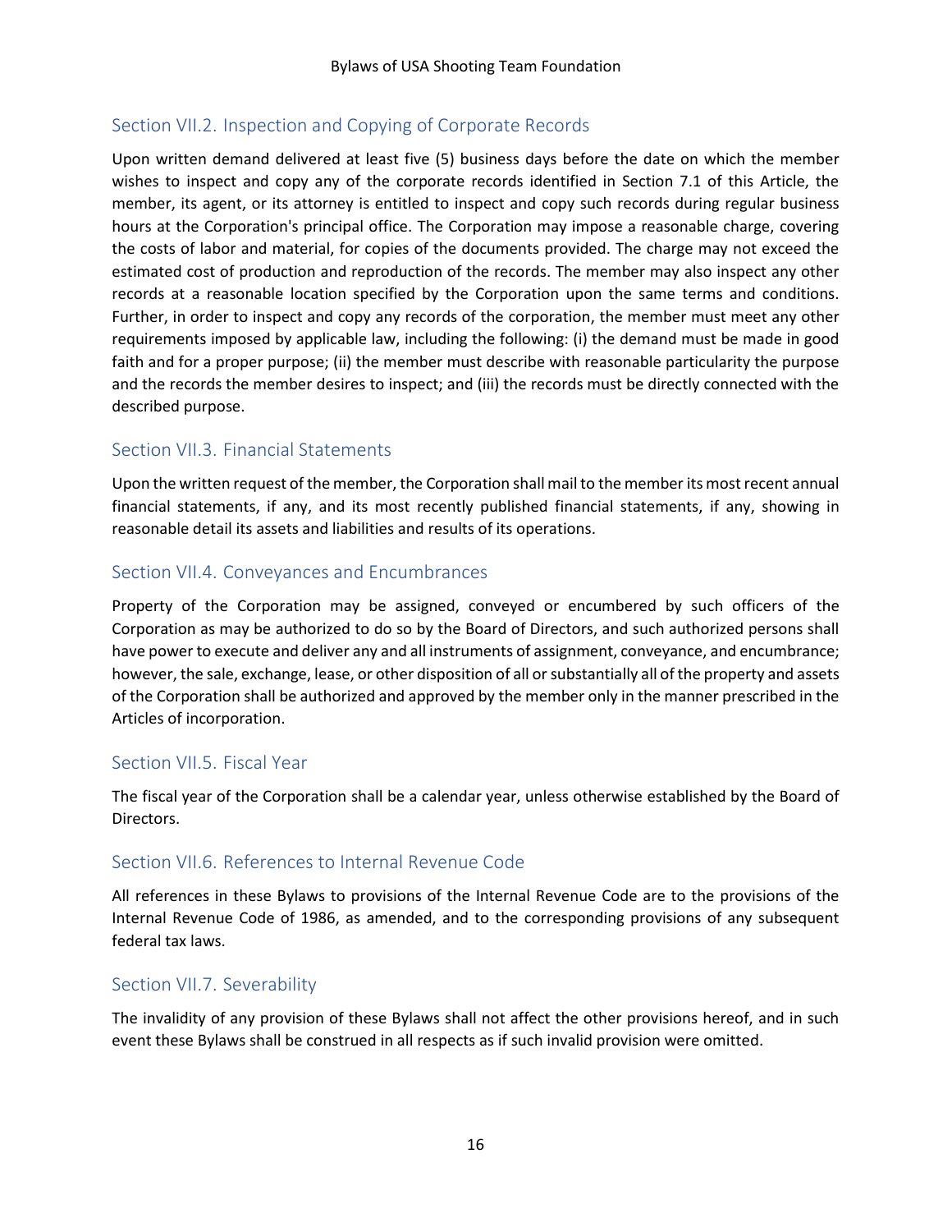## Section VII.2. Inspection and Copying of Corporate Records

Upon written demand delivered at least five (5) business days before the date on which the member wishes to inspect and copy any of the corporate records identified in Section 7.1 of this Article, the member, its agent, or its attorney is entitled to inspect and copy such records during regular business hours at the Corporation's principal office. The Corporation may impose a reasonable charge, covering the costs of labor and material, for copies of the documents provided. The charge may not exceed the estimated cost of production and reproduction of the records. The member may also inspect any other records at a reasonable location specified by the Corporation upon the same terms and conditions. Further, in order to inspect and copy any records of the corporation, the member must meet any other requirements imposed by applicable law, including the following: (i) the demand must be made in good faith and for a proper purpose; (ii) the member must describe with reasonable particularity the purpose and the records the member desires to inspect; and (iii) the records must be directly connected with the described purpose.

## Section VII.3. Financial Statements

Upon the written request of the member, the Corporation shall mail to the member its most recent annual financial statements, if any, and its most recently published financial statements, if any, showing in reasonable detail its assets and liabilities and results of its operations.

## Section VII.4. Conveyances and Encumbrances

Property of the Corporation may be assigned, conveyed or encumbered by such officers of the Corporation as may be authorized to do so by the Board of Directors, and such authorized persons shall have power to execute and deliver any and all instruments of assignment, conveyance, and encumbrance; however, the sale, exchange, lease, or other disposition of all or substantially all of the property and assets of the Corporation shall be authorized and approved by the member only in the manner prescribed in the Articles of incorporation.

## Section VII.5. Fiscal Year

The fiscal year of the Corporation shall be a calendar year, unless otherwise established by the Board of Directors.

## Section VII.6. References to Internal Revenue Code

All references in these Bylaws to provisions of the Internal Revenue Code are to the provisions of the Internal Revenue Code of 1986, as amended, and to the corresponding provisions of any subsequent federal tax laws.

## Section VII.7. Severability

The invalidity of any provision of these Bylaws shall not affect the other provisions hereof, and in such event these Bylaws shall be construed in all respects as if such invalid provision were omitted.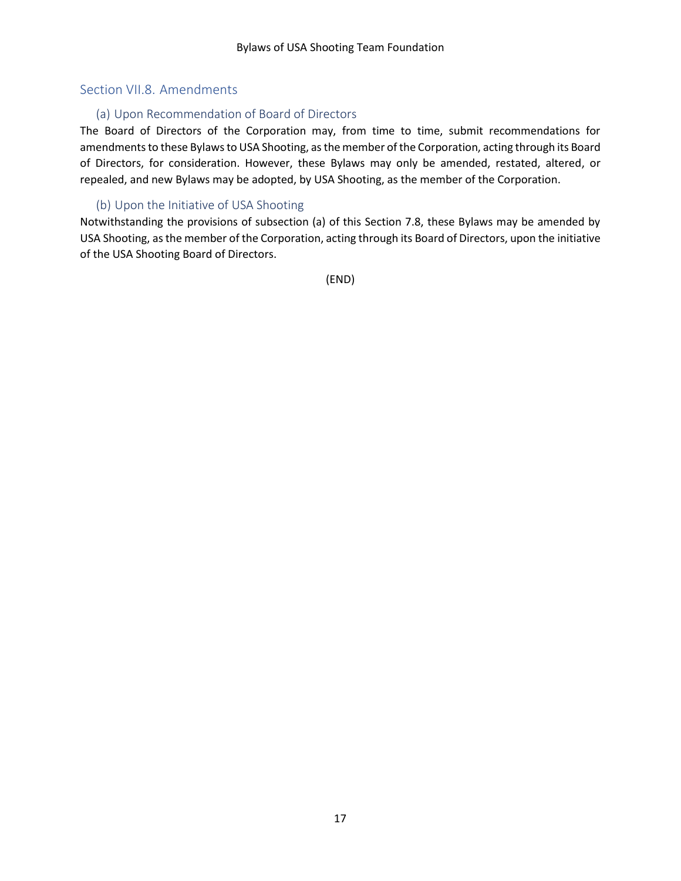## Section VII.8. Amendments

### (a) Upon Recommendation of Board of Directors

The Board of Directors of the Corporation may, from time to time, submit recommendations for amendments to these Bylaws to USA Shooting, as the member of the Corporation, acting through its Board of Directors, for consideration. However, these Bylaws may only be amended, restated, altered, or repealed, and new Bylaws may be adopted, by USA Shooting, as the member of the Corporation.

### (b) Upon the Initiative of USA Shooting

Notwithstanding the provisions of subsection (a) of this Section 7.8, these Bylaws may be amended by USA Shooting, as the member of the Corporation, acting through its Board of Directors, upon the initiative of the USA Shooting Board of Directors.

(END)